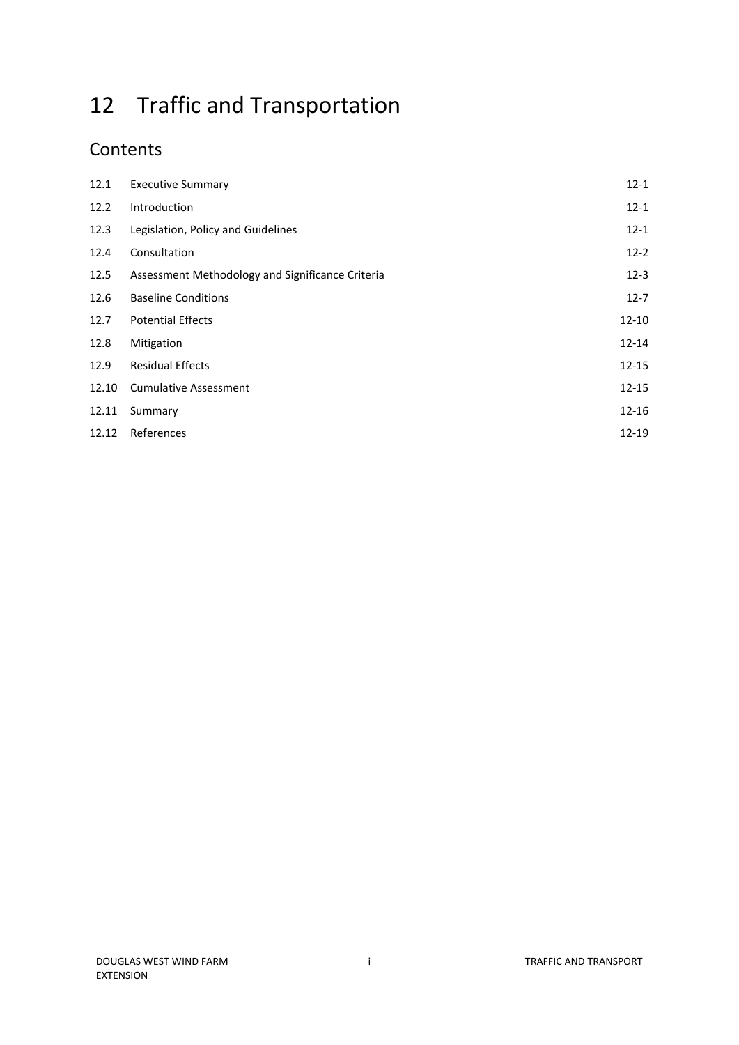# 12 Traffic and Transportation

## Contents

| | | |
|---|---|---|
| 12.1 | Executive Summary | 12-1 |
| 12.2 | Introduction | 12-1 |
| 12.3 | Legislation, Policy and Guidelines | 12-1 |
| 12.4 | Consultation | 12-2 |
| 12.5 | Assessment Methodology and Significance Criteria | 12-3 |
| 12.6 | Baseline Conditions | 12-7 |
| 12.7 | Potential Effects | 12-10 |
| 12.8 | Mitigation | 12-14 |
| 12.9 | Residual Effects | 12-15 |
| 12.10 | Cumulative Assessment | 12-15 |
| 12.11 | Summary | 12-16 |
| 12.12 | References | 12-19 |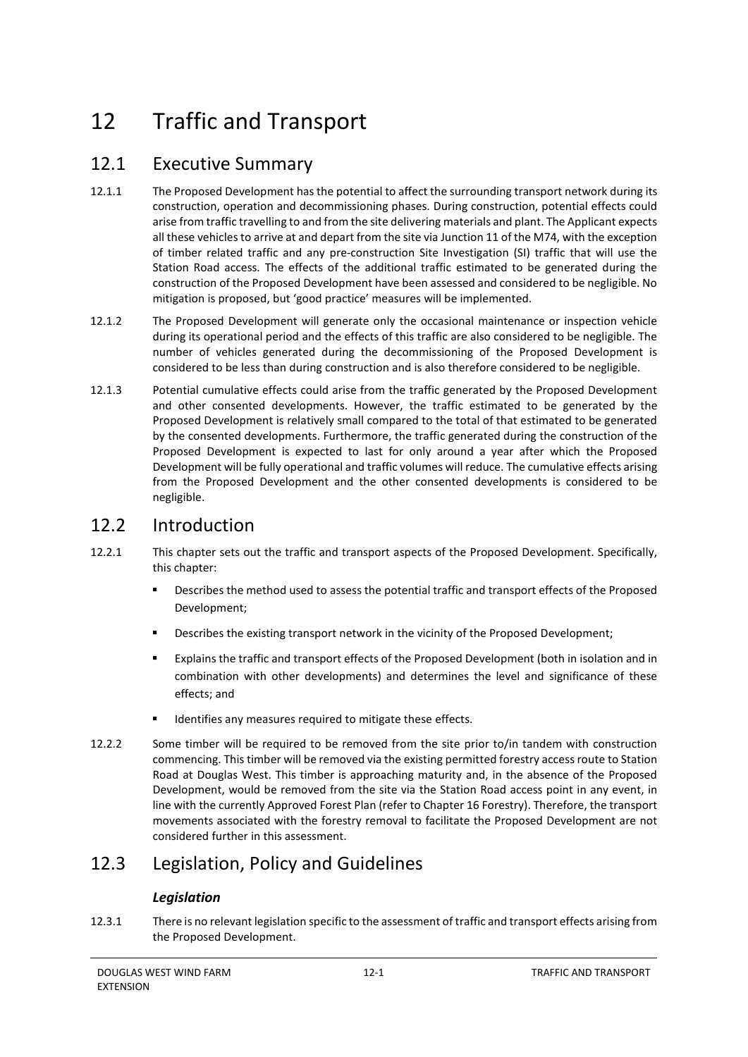# 12 Traffic and Transport

## 12.1 Executive Summary

12.1.1 The Proposed Development has the potential to affect the surrounding transport network during its construction, operation and decommissioning phases. During construction, potential effects could arise from traffic travelling to and from the site delivering materials and plant. The Applicant expects all these vehicles to arrive at and depart from the site via Junction 11 of the M74, with the exception of timber related traffic and any pre-construction Site Investigation (SI) traffic that will use the Station Road access. The effects of the additional traffic estimated to be generated during the construction of the Proposed Development have been assessed and considered to be negligible. No mitigation is proposed, but 'good practice' measures will be implemented.

12.1.2 The Proposed Development will generate only the occasional maintenance or inspection vehicle during its operational period and the effects of this traffic are also considered to be negligible. The number of vehicles generated during the decommissioning of the Proposed Development is considered to be less than during construction and is also therefore considered to be negligible.

12.1.3 Potential cumulative effects could arise from the traffic generated by the Proposed Development and other consented developments. However, the traffic estimated to be generated by the Proposed Development is relatively small compared to the total of that estimated to be generated by the consented developments. Furthermore, the traffic generated during the construction of the Proposed Development is expected to last for only around a year after which the Proposed Development will be fully operational and traffic volumes will reduce. The cumulative effects arising from the Proposed Development and the other consented developments is considered to be negligible.

## 12.2 Introduction

12.2.1 This chapter sets out the traffic and transport aspects of the Proposed Development. Specifically, this chapter:

- Describes the method used to assess the potential traffic and transport effects of the Proposed Development;
- Describes the existing transport network in the vicinity of the Proposed Development;
- Explains the traffic and transport effects of the Proposed Development (both in isolation and in combination with other developments) and determines the level and significance of these effects; and
- Identifies any measures required to mitigate these effects.

12.2.2 Some timber will be required to be removed from the site prior to/in tandem with construction commencing. This timber will be removed via the existing permitted forestry access route to Station Road at Douglas West. This timber is approaching maturity and, in the absence of the Proposed Development, would be removed from the site via the Station Road access point in any event, in line with the currently Approved Forest Plan (refer to Chapter 16 Forestry). Therefore, the transport movements associated with the forestry removal to facilitate the Proposed Development are not considered further in this assessment.

## 12.3 Legislation, Policy and Guidelines

### *Legislation*

12.3.1 There is no relevant legislation specific to the assessment of traffic and transport effects arising from the Proposed Development.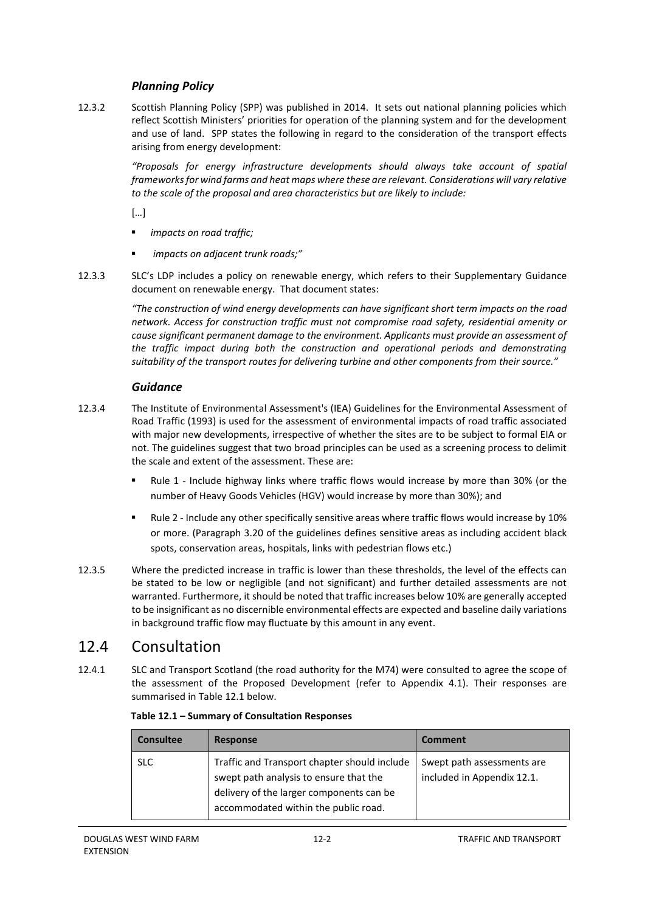### *Planning Policy*

12.3.2 Scottish Planning Policy (SPP) was published in 2014. It sets out national planning policies which reflect Scottish Ministers' priorities for operation of the planning system and for the development and use of land. SPP states the following in regard to the consideration of the transport effects arising from energy development:

> *"Proposals for energy infrastructure developments should always take account of spatial frameworks for wind farms and heat maps where these are relevant. Considerations will vary relative to the scale of the proposal and area characteristics but are likely to include:*
>
> […]
>
> - *impacts on road traffic;*
> - *impacts on adjacent trunk roads;"*

12.3.3 SLC's LDP includes a policy on renewable energy, which refers to their Supplementary Guidance document on renewable energy. That document states:

> *"The construction of wind energy developments can have significant short term impacts on the road network. Access for construction traffic must not compromise road safety, residential amenity or cause significant permanent damage to the environment. Applicants must provide an assessment of the traffic impact during both the construction and operational periods and demonstrating suitability of the transport routes for delivering turbine and other components from their source."*

### *Guidance*

12.3.4 The Institute of Environmental Assessment's (IEA) Guidelines for the Environmental Assessment of Road Traffic (1993) is used for the assessment of environmental impacts of road traffic associated with major new developments, irrespective of whether the sites are to be subject to formal EIA or not. The guidelines suggest that two broad principles can be used as a screening process to delimit the scale and extent of the assessment. These are:

- Rule 1 - Include highway links where traffic flows would increase by more than 30% (or the number of Heavy Goods Vehicles (HGV) would increase by more than 30%); and
- Rule 2 - Include any other specifically sensitive areas where traffic flows would increase by 10% or more. (Paragraph 3.20 of the guidelines defines sensitive areas as including accident black spots, conservation areas, hospitals, links with pedestrian flows etc.)

12.3.5 Where the predicted increase in traffic is lower than these thresholds, the level of the effects can be stated to be low or negligible (and not significant) and further detailed assessments are not warranted. Furthermore, it should be noted that traffic increases below 10% are generally accepted to be insignificant as no discernible environmental effects are expected and baseline daily variations in background traffic flow may fluctuate by this amount in any event.

## 12.4 Consultation

12.4.1 SLC and Transport Scotland (the road authority for the M74) were consulted to agree the scope of the assessment of the Proposed Development (refer to Appendix 4.1). Their responses are summarised in Table 12.1 below.

**Table 12.1 – Summary of Consultation Responses**

| Consultee | Response | Comment |
|---|---|---|
| SLC | Traffic and Transport chapter should include swept path analysis to ensure that the delivery of the larger components can be accommodated within the public road. | Swept path assessments are included in Appendix 12.1. |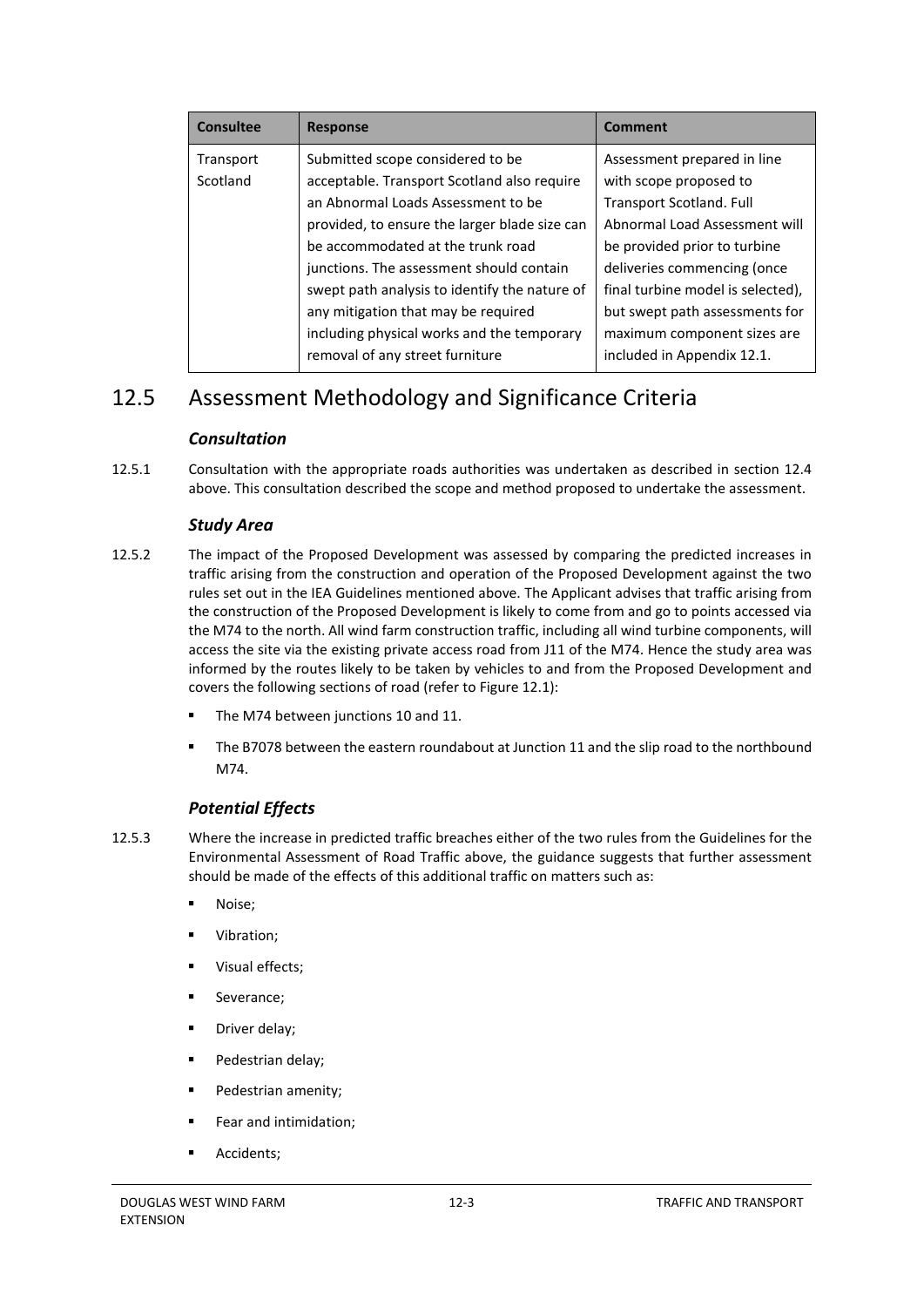| Consultee | Response | Comment |
| --- | --- | --- |
| Transport Scotland | Submitted scope considered to be acceptable. Transport Scotland also require an Abnormal Loads Assessment to be provided, to ensure the larger blade size can be accommodated at the trunk road junctions. The assessment should contain swept path analysis to identify the nature of any mitigation that may be required including physical works and the temporary removal of any street furniture | Assessment prepared in line with scope proposed to Transport Scotland. Full Abnormal Load Assessment will be provided prior to turbine deliveries commencing (once final turbine model is selected), but swept path assessments for maximum component sizes are included in Appendix 12.1. |

## 12.5 Assessment Methodology and Significance Criteria

### *Consultation*

12.5.1 Consultation with the appropriate roads authorities was undertaken as described in section 12.4 above. This consultation described the scope and method proposed to undertake the assessment.

### *Study Area*

12.5.2 The impact of the Proposed Development was assessed by comparing the predicted increases in traffic arising from the construction and operation of the Proposed Development against the two rules set out in the IEA Guidelines mentioned above. The Applicant advises that traffic arising from the construction of the Proposed Development is likely to come from and go to points accessed via the M74 to the north. All wind farm construction traffic, including all wind turbine components, will access the site via the existing private access road from J11 of the M74. Hence the study area was informed by the routes likely to be taken by vehicles to and from the Proposed Development and covers the following sections of road (refer to Figure 12.1):

- The M74 between junctions 10 and 11.
- The B7078 between the eastern roundabout at Junction 11 and the slip road to the northbound M74.

### *Potential Effects*

12.5.3 Where the increase in predicted traffic breaches either of the two rules from the Guidelines for the Environmental Assessment of Road Traffic above, the guidance suggests that further assessment should be made of the effects of this additional traffic on matters such as:

- Noise;
- Vibration;
- Visual effects;
- Severance;
- Driver delay;
- Pedestrian delay;
- Pedestrian amenity;
- Fear and intimidation;
- Accidents;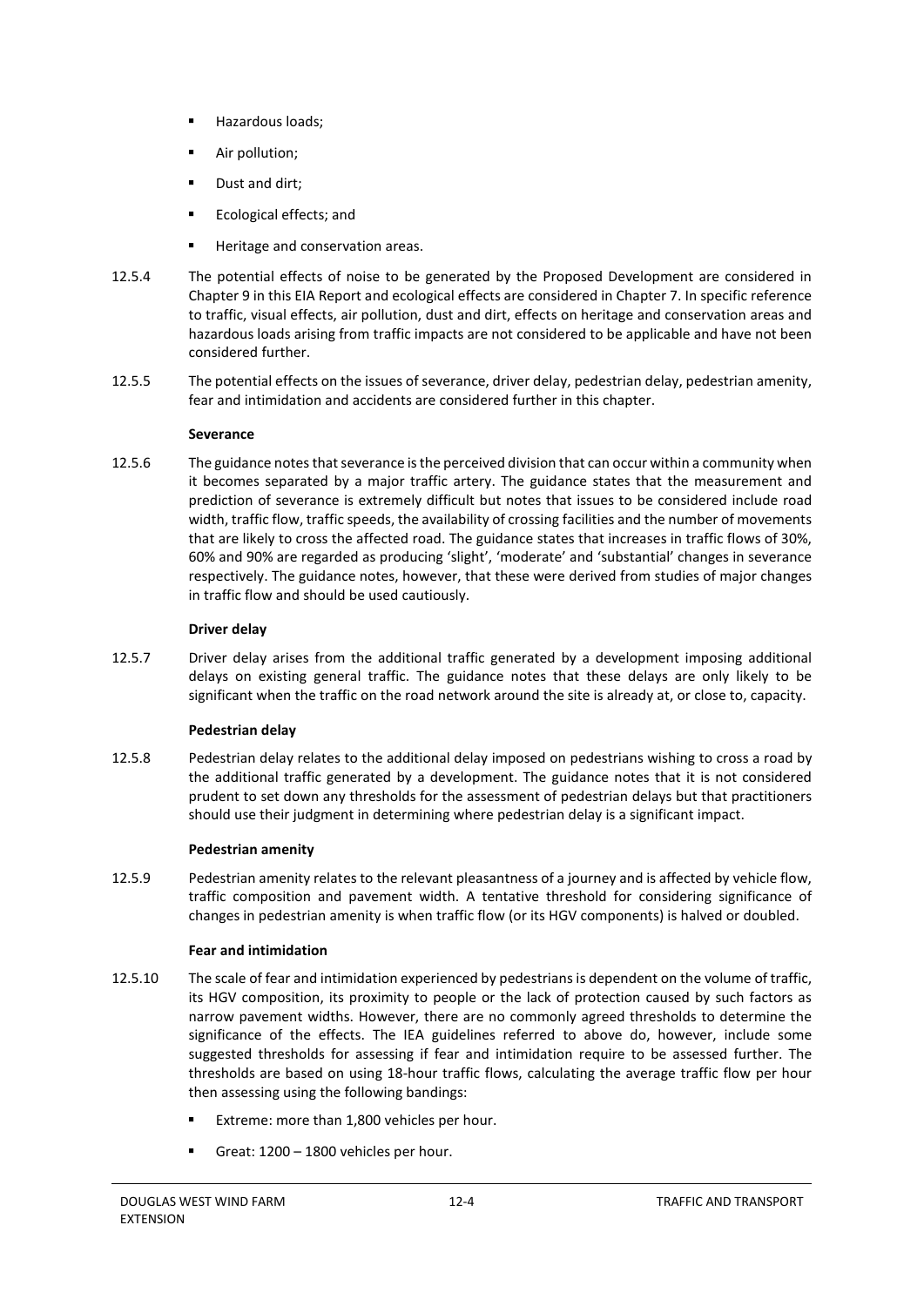- Hazardous loads;
- Air pollution;
- Dust and dirt;
- Ecological effects; and
- Heritage and conservation areas.

12.5.4 The potential effects of noise to be generated by the Proposed Development are considered in Chapter 9 in this EIA Report and ecological effects are considered in Chapter 7. In specific reference to traffic, visual effects, air pollution, dust and dirt, effects on heritage and conservation areas and hazardous loads arising from traffic impacts are not considered to be applicable and have not been considered further.

12.5.5 The potential effects on the issues of severance, driver delay, pedestrian delay, pedestrian amenity, fear and intimidation and accidents are considered further in this chapter.

**Severance**

12.5.6 The guidance notes that severance is the perceived division that can occur within a community when it becomes separated by a major traffic artery. The guidance states that the measurement and prediction of severance is extremely difficult but notes that issues to be considered include road width, traffic flow, traffic speeds, the availability of crossing facilities and the number of movements that are likely to cross the affected road. The guidance states that increases in traffic flows of 30%, 60% and 90% are regarded as producing 'slight', 'moderate' and 'substantial' changes in severance respectively. The guidance notes, however, that these were derived from studies of major changes in traffic flow and should be used cautiously.

**Driver delay**

12.5.7 Driver delay arises from the additional traffic generated by a development imposing additional delays on existing general traffic. The guidance notes that these delays are only likely to be significant when the traffic on the road network around the site is already at, or close to, capacity.

**Pedestrian delay**

12.5.8 Pedestrian delay relates to the additional delay imposed on pedestrians wishing to cross a road by the additional traffic generated by a development. The guidance notes that it is not considered prudent to set down any thresholds for the assessment of pedestrian delays but that practitioners should use their judgment in determining where pedestrian delay is a significant impact.

**Pedestrian amenity**

12.5.9 Pedestrian amenity relates to the relevant pleasantness of a journey and is affected by vehicle flow, traffic composition and pavement width. A tentative threshold for considering significance of changes in pedestrian amenity is when traffic flow (or its HGV components) is halved or doubled.

**Fear and intimidation**

12.5.10 The scale of fear and intimidation experienced by pedestrians is dependent on the volume of traffic, its HGV composition, its proximity to people or the lack of protection caused by such factors as narrow pavement widths. However, there are no commonly agreed thresholds to determine the significance of the effects. The IEA guidelines referred to above do, however, include some suggested thresholds for assessing if fear and intimidation require to be assessed further. The thresholds are based on using 18-hour traffic flows, calculating the average traffic flow per hour then assessing using the following bandings:

- Extreme: more than 1,800 vehicles per hour.
- Great: 1200 – 1800 vehicles per hour.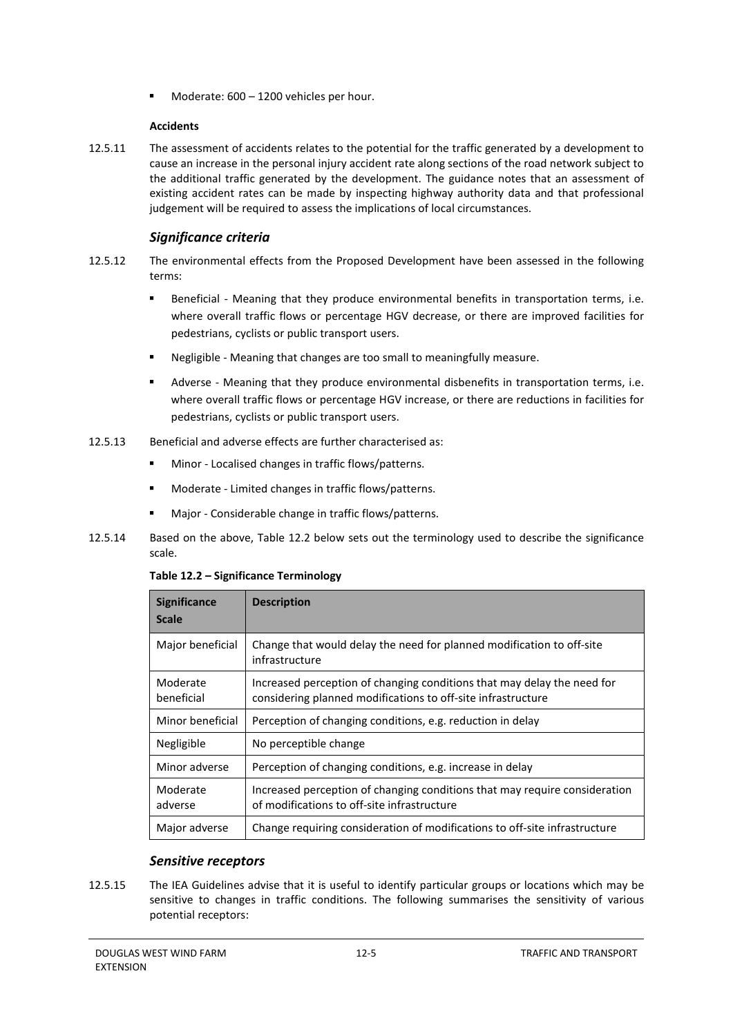- Moderate: 600 – 1200 vehicles per hour.

**Accidents**

12.5.11 The assessment of accidents relates to the potential for the traffic generated by a development to cause an increase in the personal injury accident rate along sections of the road network subject to the additional traffic generated by the development. The guidance notes that an assessment of existing accident rates can be made by inspecting highway authority data and that professional judgement will be required to assess the implications of local circumstances.

### *Significance criteria*

12.5.12 The environmental effects from the Proposed Development have been assessed in the following terms:

- Beneficial - Meaning that they produce environmental benefits in transportation terms, i.e. where overall traffic flows or percentage HGV decrease, or there are improved facilities for pedestrians, cyclists or public transport users.
- Negligible - Meaning that changes are too small to meaningfully measure.
- Adverse - Meaning that they produce environmental disbenefits in transportation terms, i.e. where overall traffic flows or percentage HGV increase, or there are reductions in facilities for pedestrians, cyclists or public transport users.

12.5.13 Beneficial and adverse effects are further characterised as:

- Minor - Localised changes in traffic flows/patterns.
- Moderate - Limited changes in traffic flows/patterns.
- Major - Considerable change in traffic flows/patterns.

12.5.14 Based on the above, Table 12.2 below sets out the terminology used to describe the significance scale.

**Table 12.2 – Significance Terminology**

| Significance Scale | Description |
|---|---|
| Major beneficial | Change that would delay the need for planned modification to off-site infrastructure |
| Moderate beneficial | Increased perception of changing conditions that may delay the need for considering planned modifications to off-site infrastructure |
| Minor beneficial | Perception of changing conditions, e.g. reduction in delay |
| Negligible | No perceptible change |
| Minor adverse | Perception of changing conditions, e.g. increase in delay |
| Moderate adverse | Increased perception of changing conditions that may require consideration of modifications to off-site infrastructure |
| Major adverse | Change requiring consideration of modifications to off-site infrastructure |

### *Sensitive receptors*

12.5.15 The IEA Guidelines advise that it is useful to identify particular groups or locations which may be sensitive to changes in traffic conditions. The following summarises the sensitivity of various potential receptors: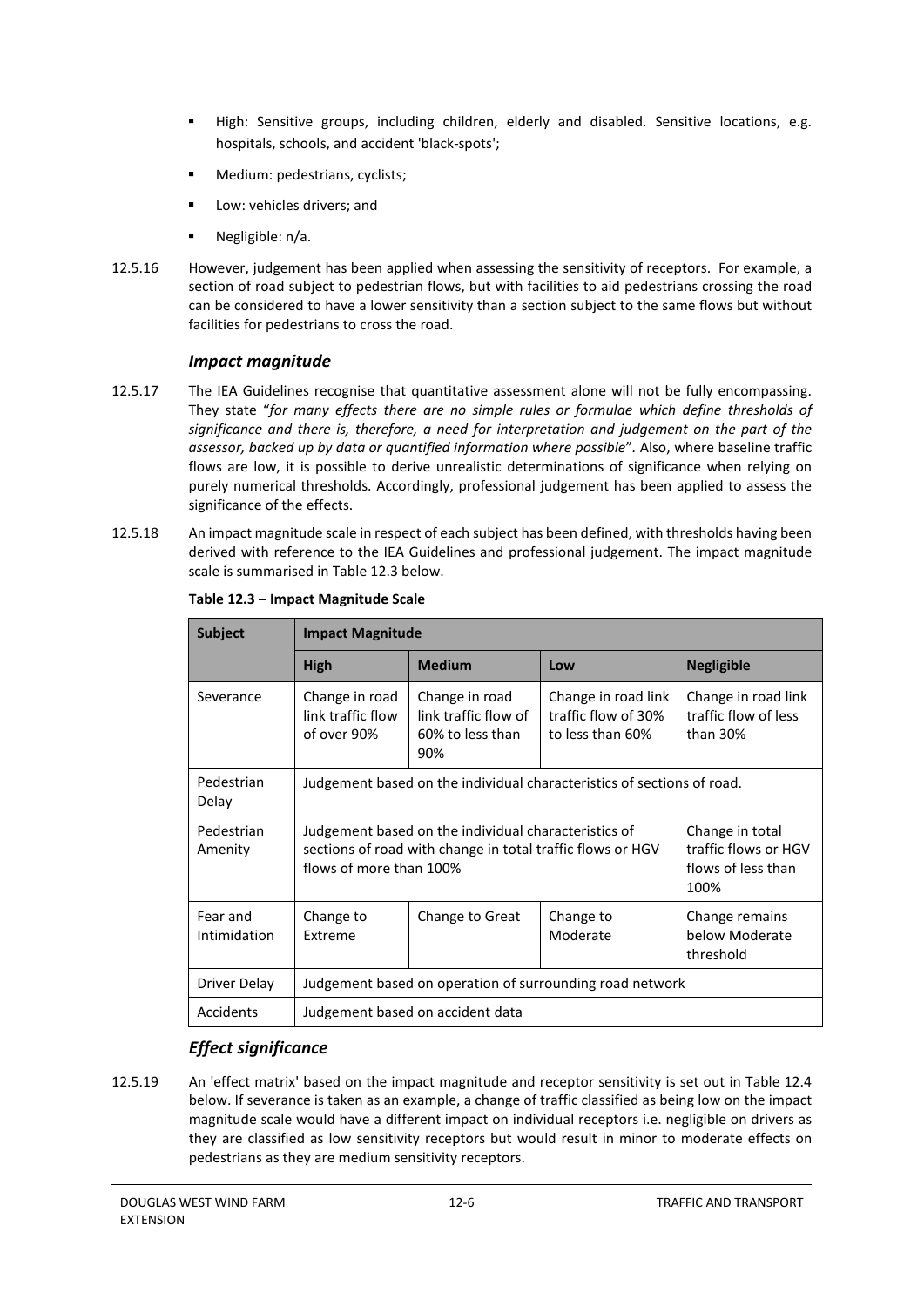- High: Sensitive groups, including children, elderly and disabled. Sensitive locations, e.g. hospitals, schools, and accident 'black-spots';
- Medium: pedestrians, cyclists;
- Low: vehicles drivers; and
- Negligible: n/a.

12.5.16 However, judgement has been applied when assessing the sensitivity of receptors. For example, a section of road subject to pedestrian flows, but with facilities to aid pedestrians crossing the road can be considered to have a lower sensitivity than a section subject to the same flows but without facilities for pedestrians to cross the road.

### *Impact magnitude*

12.5.17 The IEA Guidelines recognise that quantitative assessment alone will not be fully encompassing. They state "*for many effects there are no simple rules or formulae which define thresholds of significance and there is, therefore, a need for interpretation and judgement on the part of the assessor, backed up by data or quantified information where possible*". Also, where baseline traffic flows are low, it is possible to derive unrealistic determinations of significance when relying on purely numerical thresholds. Accordingly, professional judgement has been applied to assess the significance of the effects.

12.5.18 An impact magnitude scale in respect of each subject has been defined, with thresholds having been derived with reference to the IEA Guidelines and professional judgement. The impact magnitude scale is summarised in Table 12.3 below.

**Table 12.3 – Impact Magnitude Scale**

| Subject | Impact Magnitude | | | |
|---|---|---|---|---|
| | **High** | **Medium** | **Low** | **Negligible** |
| Severance | Change in road link traffic flow of over 90% | Change in road link traffic flow of 60% to less than 90% | Change in road link traffic flow of 30% to less than 60% | Change in road link traffic flow of less than 30% |
| Pedestrian Delay | Judgement based on the individual characteristics of sections of road. | | | |
| Pedestrian Amenity | Judgement based on the individual characteristics of sections of road with change in total traffic flows or HGV flows of more than 100% | | | Change in total traffic flows or HGV flows of less than 100% |
| Fear and Intimidation | Change to Extreme | Change to Great | Change to Moderate | Change remains below Moderate threshold |
| Driver Delay | Judgement based on operation of surrounding road network | | | |
| Accidents | Judgement based on accident data | | | |

### *Effect significance*

12.5.19 An 'effect matrix' based on the impact magnitude and receptor sensitivity is set out in Table 12.4 below. If severance is taken as an example, a change of traffic classified as being low on the impact magnitude scale would have a different impact on individual receptors i.e. negligible on drivers as they are classified as low sensitivity receptors but would result in minor to moderate effects on pedestrians as they are medium sensitivity receptors.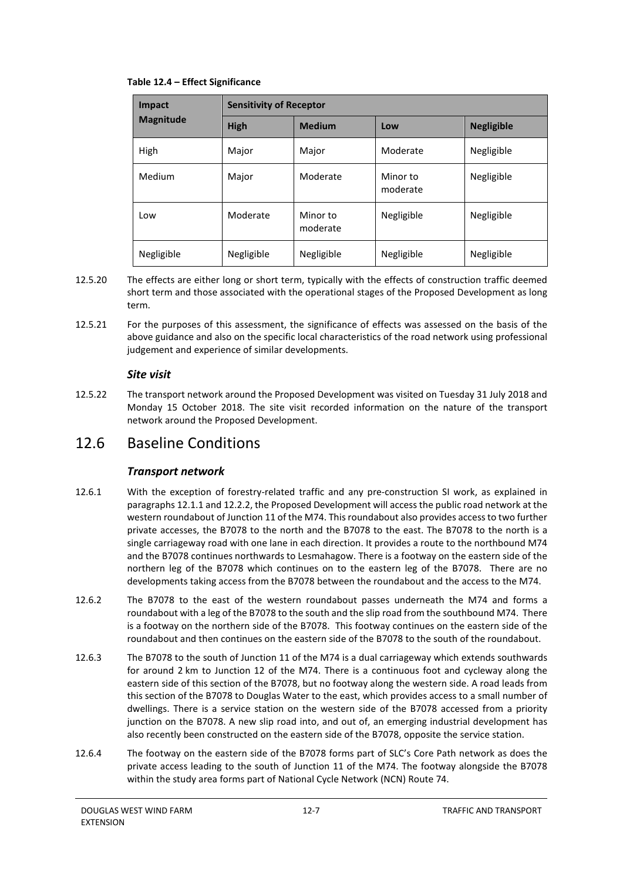**Table 12.4 – Effect Significance**

| Impact Magnitude | Sensitivity of Receptor | | | |
|---|---|---|---|---|
| | **High** | **Medium** | **Low** | **Negligible** |
| High | Major | Major | Moderate | Negligible |
| Medium | Major | Moderate | Minor to moderate | Negligible |
| Low | Moderate | Minor to moderate | Negligible | Negligible |
| Negligible | Negligible | Negligible | Negligible | Negligible |

12.5.20 The effects are either long or short term, typically with the effects of construction traffic deemed short term and those associated with the operational stages of the Proposed Development as long term.

12.5.21 For the purposes of this assessment, the significance of effects was assessed on the basis of the above guidance and also on the specific local characteristics of the road network using professional judgement and experience of similar developments.

### *Site visit*

12.5.22 The transport network around the Proposed Development was visited on Tuesday 31 July 2018 and Monday 15 October 2018. The site visit recorded information on the nature of the transport network around the Proposed Development.

## 12.6 Baseline Conditions

### *Transport network*

12.6.1 With the exception of forestry-related traffic and any pre-construction SI work, as explained in paragraphs 12.1.1 and 12.2.2, the Proposed Development will access the public road network at the western roundabout of Junction 11 of the M74. This roundabout also provides access to two further private accesses, the B7078 to the north and the B7078 to the east. The B7078 to the north is a single carriageway road with one lane in each direction. It provides a route to the northbound M74 and the B7078 continues northwards to Lesmahagow. There is a footway on the eastern side of the northern leg of the B7078 which continues on to the eastern leg of the B7078. There are no developments taking access from the B7078 between the roundabout and the access to the M74.

12.6.2 The B7078 to the east of the western roundabout passes underneath the M74 and forms a roundabout with a leg of the B7078 to the south and the slip road from the southbound M74. There is a footway on the northern side of the B7078. This footway continues on the eastern side of the roundabout and then continues on the eastern side of the B7078 to the south of the roundabout.

12.6.3 The B7078 to the south of Junction 11 of the M74 is a dual carriageway which extends southwards for around 2 km to Junction 12 of the M74. There is a continuous foot and cycleway along the eastern side of this section of the B7078, but no footway along the western side. A road leads from this section of the B7078 to Douglas Water to the east, which provides access to a small number of dwellings. There is a service station on the western side of the B7078 accessed from a priority junction on the B7078. A new slip road into, and out of, an emerging industrial development has also recently been constructed on the eastern side of the B7078, opposite the service station.

12.6.4 The footway on the eastern side of the B7078 forms part of SLC's Core Path network as does the private access leading to the south of Junction 11 of the M74. The footway alongside the B7078 within the study area forms part of National Cycle Network (NCN) Route 74.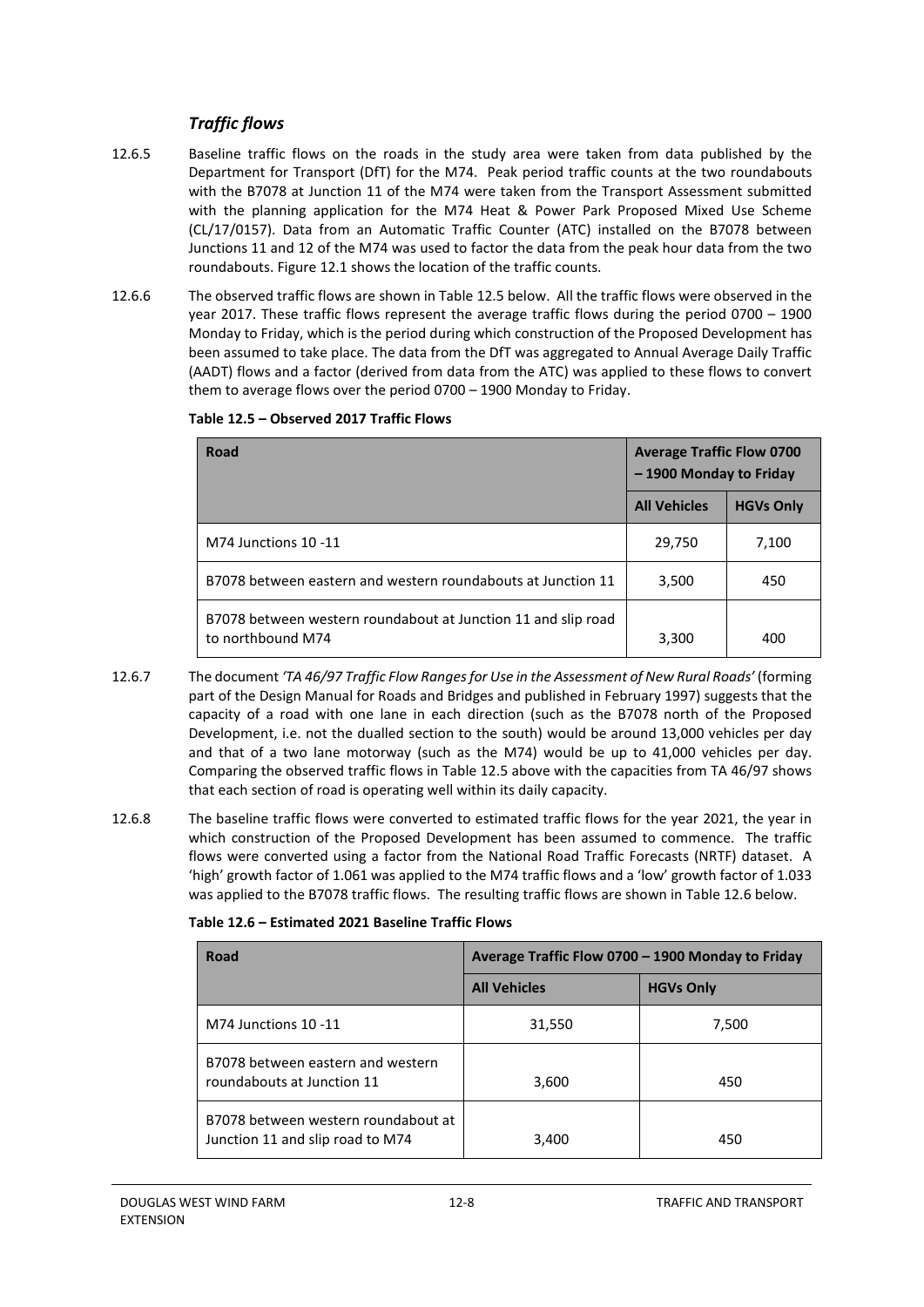### *Traffic flows*

12.6.5 Baseline traffic flows on the roads in the study area were taken from data published by the Department for Transport (DfT) for the M74. Peak period traffic counts at the two roundabouts with the B7078 at Junction 11 of the M74 were taken from the Transport Assessment submitted with the planning application for the M74 Heat & Power Park Proposed Mixed Use Scheme (CL/17/0157). Data from an Automatic Traffic Counter (ATC) installed on the B7078 between Junctions 11 and 12 of the M74 was used to factor the data from the peak hour data from the two roundabouts. Figure 12.1 shows the location of the traffic counts.

12.6.6 The observed traffic flows are shown in Table 12.5 below. All the traffic flows were observed in the year 2017. These traffic flows represent the average traffic flows during the period 0700 – 1900 Monday to Friday, which is the period during which construction of the Proposed Development has been assumed to take place. The data from the DfT was aggregated to Annual Average Daily Traffic (AADT) flows and a factor (derived from data from the ATC) was applied to these flows to convert them to average flows over the period 0700 – 1900 Monday to Friday.

**Table 12.5 – Observed 2017 Traffic Flows**

| Road | Average Traffic Flow 0700 – 1900 Monday to Friday | |
|---|---|---|
| | **All Vehicles** | **HGVs Only** |
| M74 Junctions 10 -11 | 29,750 | 7,100 |
| B7078 between eastern and western roundabouts at Junction 11 | 3,500 | 450 |
| B7078 between western roundabout at Junction 11 and slip road to northbound M74 | 3,300 | 400 |

12.6.7 The document *'TA 46/97 Traffic Flow Ranges for Use in the Assessment of New Rural Roads'* (forming part of the Design Manual for Roads and Bridges and published in February 1997) suggests that the capacity of a road with one lane in each direction (such as the B7078 north of the Proposed Development, i.e. not the dualled section to the south) would be around 13,000 vehicles per day and that of a two lane motorway (such as the M74) would be up to 41,000 vehicles per day. Comparing the observed traffic flows in Table 12.5 above with the capacities from TA 46/97 shows that each section of road is operating well within its daily capacity.

12.6.8 The baseline traffic flows were converted to estimated traffic flows for the year 2021, the year in which construction of the Proposed Development has been assumed to commence. The traffic flows were converted using a factor from the National Road Traffic Forecasts (NRTF) dataset. A 'high' growth factor of 1.061 was applied to the M74 traffic flows and a 'low' growth factor of 1.033 was applied to the B7078 traffic flows. The resulting traffic flows are shown in Table 12.6 below.

**Table 12.6 – Estimated 2021 Baseline Traffic Flows**

| Road | Average Traffic Flow 0700 – 1900 Monday to Friday | |
|---|---|---|
| | **All Vehicles** | **HGVs Only** |
| M74 Junctions 10 -11 | 31,550 | 7,500 |
| B7078 between eastern and western roundabouts at Junction 11 | 3,600 | 450 |
| B7078 between western roundabout at Junction 11 and slip road to M74 | 3,400 | 450 |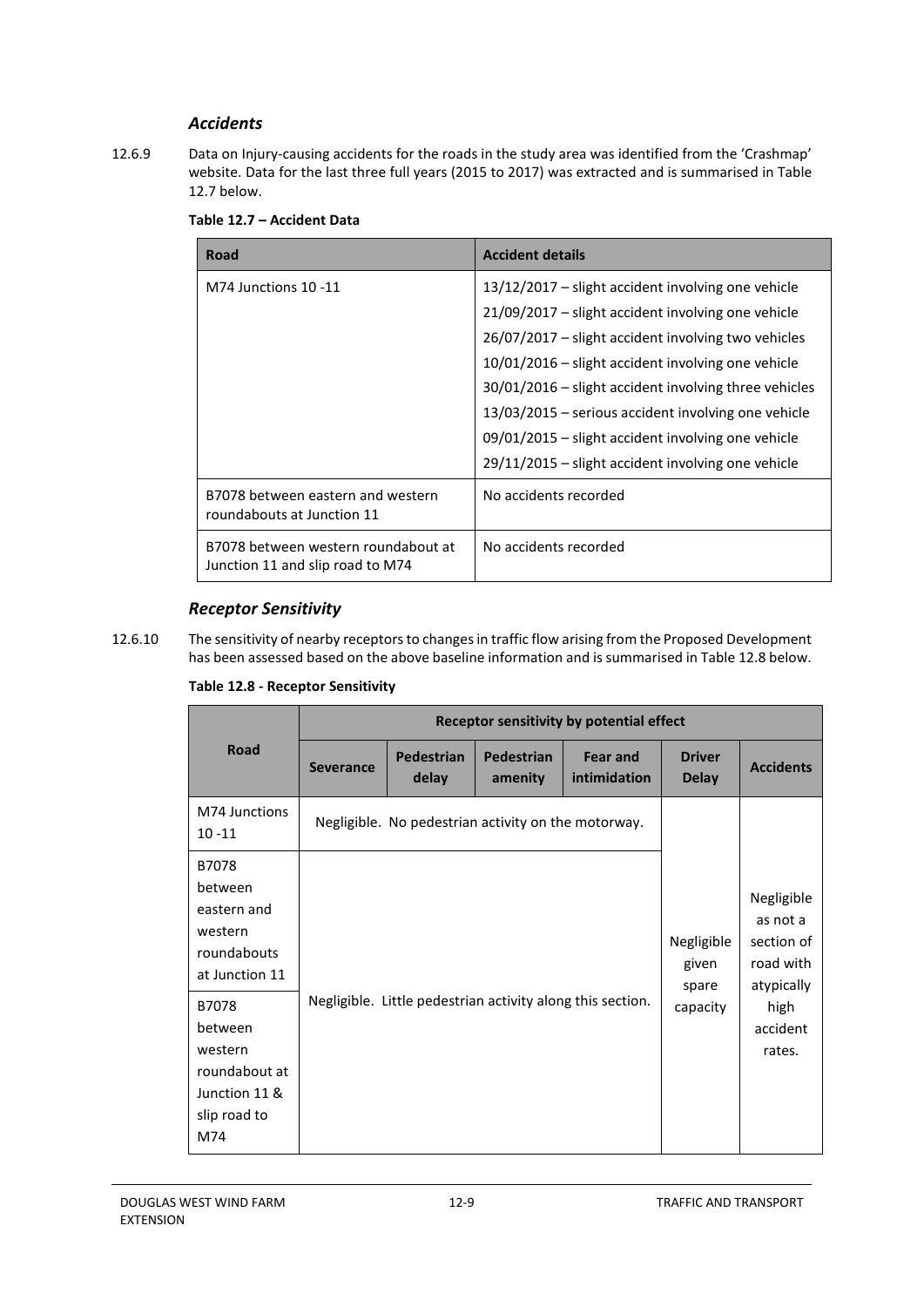### *Accidents*

12.6.9 Data on Injury-causing accidents for the roads in the study area was identified from the 'Crashmap' website. Data for the last three full years (2015 to 2017) was extracted and is summarised in Table 12.7 below.

**Table 12.7 – Accident Data**

| Road | Accident details |
|---|---|
| M74 Junctions 10 -11 | 13/12/2017 – slight accident involving one vehicle<br>21/09/2017 – slight accident involving one vehicle<br>26/07/2017 – slight accident involving two vehicles<br>10/01/2016 – slight accident involving one vehicle<br>30/01/2016 – slight accident involving three vehicles<br>13/03/2015 – serious accident involving one vehicle<br>09/01/2015 – slight accident involving one vehicle<br>29/11/2015 – slight accident involving one vehicle |
| B7078 between eastern and western roundabouts at Junction 11 | No accidents recorded |
| B7078 between western roundabout at Junction 11 and slip road to M74 | No accidents recorded |

### *Receptor Sensitivity*

12.6.10 The sensitivity of nearby receptors to changes in traffic flow arising from the Proposed Development has been assessed based on the above baseline information and is summarised in Table 12.8 below.

**Table 12.8 - Receptor Sensitivity**

| Road | Receptor sensitivity by potential effect | | | | | |
|---|---|---|---|---|---|---|
| | Severance | Pedestrian delay | Pedestrian amenity | Fear and intimidation | Driver Delay | Accidents |
| M74 Junctions 10 -11 | Negligible. No pedestrian activity on the motorway. | | | | Negligible given spare capacity | Negligible as not a section of road with atypically high accident rates. |
| B7078 between eastern and western roundabouts at Junction 11 | Negligible. Little pedestrian activity along this section. | | | | | |
| B7078 between western roundabout at Junction 11 & slip road to M74 | | | | | | |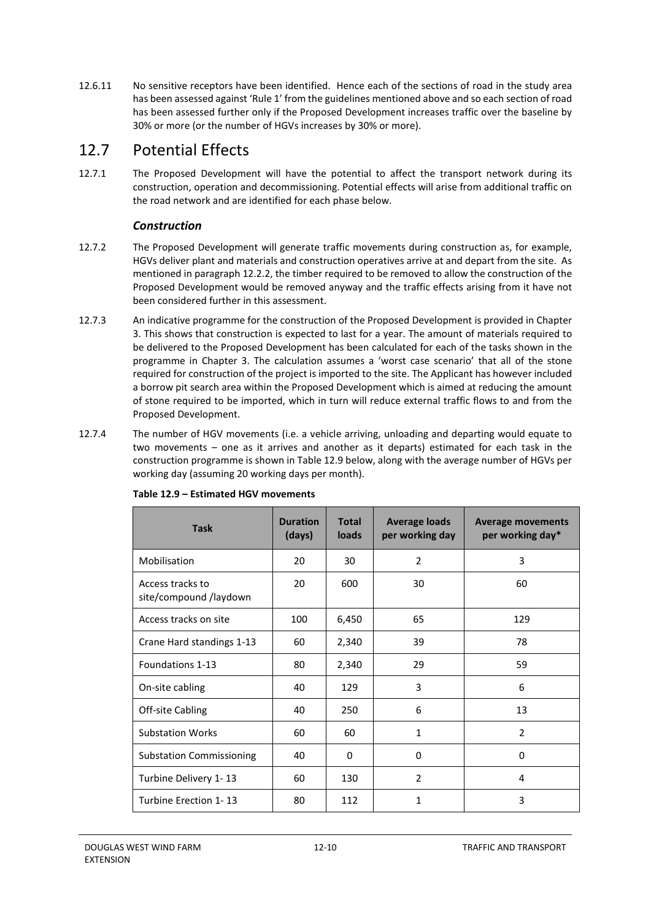12.6.11 No sensitive receptors have been identified. Hence each of the sections of road in the study area has been assessed against 'Rule 1' from the guidelines mentioned above and so each section of road has been assessed further only if the Proposed Development increases traffic over the baseline by 30% or more (or the number of HGVs increases by 30% or more).

## 12.7 Potential Effects

12.7.1 The Proposed Development will have the potential to affect the transport network during its construction, operation and decommissioning. Potential effects will arise from additional traffic on the road network and are identified for each phase below.

### *Construction*

12.7.2 The Proposed Development will generate traffic movements during construction as, for example, HGVs deliver plant and materials and construction operatives arrive at and depart from the site. As mentioned in paragraph 12.2.2, the timber required to be removed to allow the construction of the Proposed Development would be removed anyway and the traffic effects arising from it have not been considered further in this assessment.

12.7.3 An indicative programme for the construction of the Proposed Development is provided in Chapter 3. This shows that construction is expected to last for a year. The amount of materials required to be delivered to the Proposed Development has been calculated for each of the tasks shown in the programme in Chapter 3. The calculation assumes a 'worst case scenario' that all of the stone required for construction of the project is imported to the site. The Applicant has however included a borrow pit search area within the Proposed Development which is aimed at reducing the amount of stone required to be imported, which in turn will reduce external traffic flows to and from the Proposed Development.

12.7.4 The number of HGV movements (i.e. a vehicle arriving, unloading and departing would equate to two movements – one as it arrives and another as it departs) estimated for each task in the construction programme is shown in Table 12.9 below, along with the average number of HGVs per working day (assuming 20 working days per month).

**Table 12.9 – Estimated HGV movements**

| Task | Duration (days) | Total loads | Average loads per working day | Average movements per working day* |
|---|---|---|---|---|
| Mobilisation | 20 | 30 | 2 | 3 |
| Access tracks to site/compound /laydown | 20 | 600 | 30 | 60 |
| Access tracks on site | 100 | 6,450 | 65 | 129 |
| Crane Hard standings 1-13 | 60 | 2,340 | 39 | 78 |
| Foundations 1-13 | 80 | 2,340 | 29 | 59 |
| On-site cabling | 40 | 129 | 3 | 6 |
| Off-site Cabling | 40 | 250 | 6 | 13 |
| Substation Works | 60 | 60 | 1 | 2 |
| Substation Commissioning | 40 | 0 | 0 | 0 |
| Turbine Delivery 1- 13 | 60 | 130 | 2 | 4 |
| Turbine Erection 1- 13 | 80 | 112 | 1 | 3 |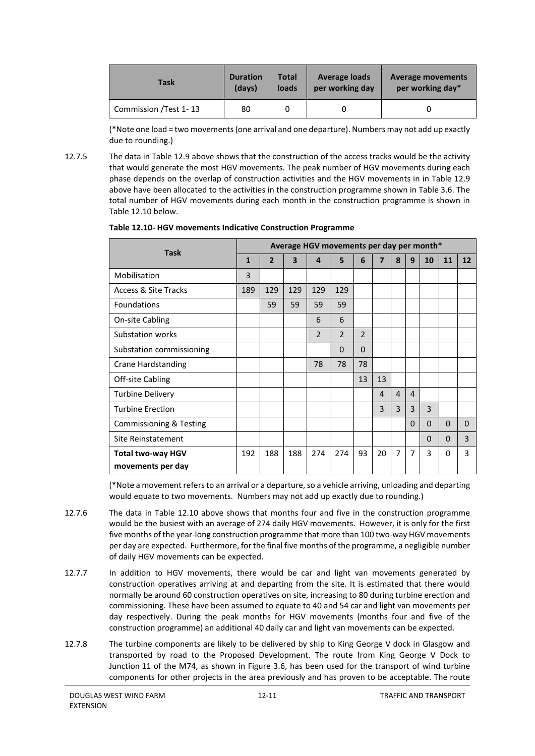| Task | Duration (days) | Total loads | Average loads per working day | Average movements per working day* |
|---|---|---|---|---|
| Commission /Test 1- 13 | 80 | 0 | 0 | 0 |

(*Note one load = two movements (one arrival and one departure). Numbers may not add up exactly due to rounding.)

12.7.5 The data in Table 12.9 above shows that the construction of the access tracks would be the activity that would generate the most HGV movements. The peak number of HGV movements during each phase depends on the overlap of construction activities and the HGV movements in in Table 12.9 above have been allocated to the activities in the construction programme shown in Table 3.6. The total number of HGV movements during each month in the construction programme is shown in Table 12.10 below.

**Table 12.10- HGV movements Indicative Construction Programme**

| Task | Average HGV movements per day per month* | | | | | | | | | | | |
|---|---|---|---|---|---|---|---|---|---|---|---|---|
| | **1** | **2** | **3** | **4** | **5** | **6** | **7** | **8** | **9** | **10** | **11** | **12** |
| Mobilisation | 3 | | | | | | | | | | | |
| Access & Site Tracks | 189 | 129 | 129 | 129 | 129 | | | | | | | |
| Foundations | | 59 | 59 | 59 | 59 | | | | | | | |
| On-site Cabling | | | | 6 | 6 | | | | | | | |
| Substation works | | | | 2 | 2 | 2 | | | | | | |
| Substation commissioning | | | | | 0 | 0 | | | | | | |
| Crane Hardstanding | | | | 78 | 78 | 78 | | | | | | |
| Off-site Cabling | | | | | | 13 | 13 | | | | | |
| Turbine Delivery | | | | | | | 4 | 4 | 4 | | | |
| Turbine Erection | | | | | | | 3 | 3 | 3 | 3 | | |
| Commissioning & Testing | | | | | | | | | 0 | 0 | 0 | 0 |
| Site Reinstatement | | | | | | | | | | 0 | 0 | 3 |
| **Total two-way HGV movements per day** | 192 | 188 | 188 | 274 | 274 | 93 | 20 | 7 | 7 | 3 | 0 | 3 |

(*Note a movement refers to an arrival or a departure, so a vehicle arriving, unloading and departing would equate to two movements. Numbers may not add up exactly due to rounding.)

12.7.6 The data in Table 12.10 above shows that months four and five in the construction programme would be the busiest with an average of 274 daily HGV movements. However, it is only for the first five months of the year-long construction programme that more than 100 two-way HGV movements per day are expected. Furthermore, for the final five months of the programme, a negligible number of daily HGV movements can be expected.

12.7.7 In addition to HGV movements, there would be car and light van movements generated by construction operatives arriving at and departing from the site. It is estimated that there would normally be around 60 construction operatives on site, increasing to 80 during turbine erection and commissioning. These have been assumed to equate to 40 and 54 car and light van movements per day respectively. During the peak months for HGV movements (months four and five of the construction programme) an additional 40 daily car and light van movements can be expected.

12.7.8 The turbine components are likely to be delivered by ship to King George V dock in Glasgow and transported by road to the Proposed Development. The route from King George V Dock to Junction 11 of the M74, as shown in Figure 3.6, has been used for the transport of wind turbine components for other projects in the area previously and has proven to be acceptable. The route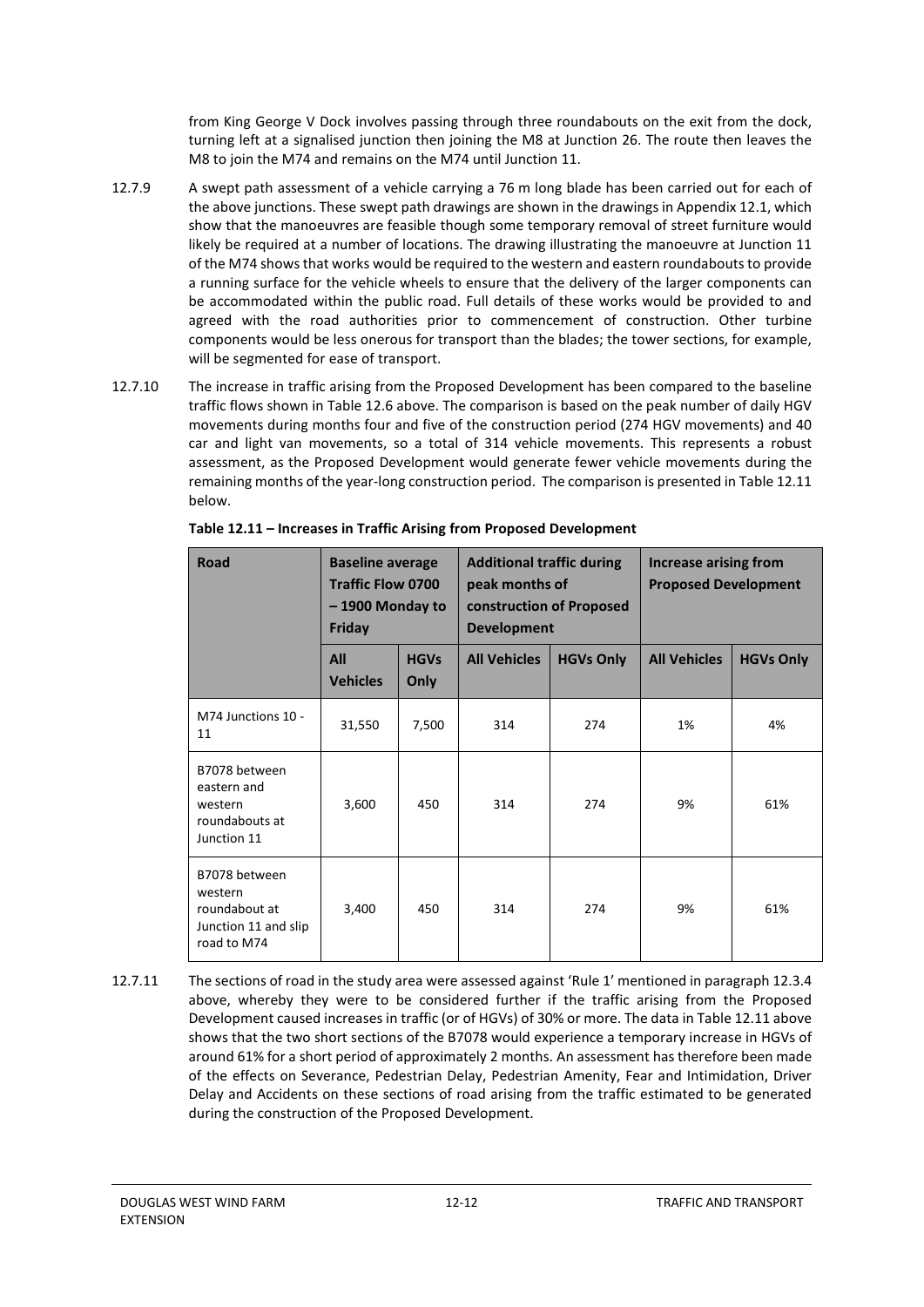from King George V Dock involves passing through three roundabouts on the exit from the dock, turning left at a signalised junction then joining the M8 at Junction 26. The route then leaves the M8 to join the M74 and remains on the M74 until Junction 11.

12.7.9 A swept path assessment of a vehicle carrying a 76 m long blade has been carried out for each of the above junctions. These swept path drawings are shown in the drawings in Appendix 12.1, which show that the manoeuvres are feasible though some temporary removal of street furniture would likely be required at a number of locations. The drawing illustrating the manoeuvre at Junction 11 of the M74 shows that works would be required to the western and eastern roundabouts to provide a running surface for the vehicle wheels to ensure that the delivery of the larger components can be accommodated within the public road. Full details of these works would be provided to and agreed with the road authorities prior to commencement of construction. Other turbine components would be less onerous for transport than the blades; the tower sections, for example, will be segmented for ease of transport.

12.7.10 The increase in traffic arising from the Proposed Development has been compared to the baseline traffic flows shown in Table 12.6 above. The comparison is based on the peak number of daily HGV movements during months four and five of the construction period (274 HGV movements) and 40 car and light van movements, so a total of 314 vehicle movements. This represents a robust assessment, as the Proposed Development would generate fewer vehicle movements during the remaining months of the year-long construction period. The comparison is presented in Table 12.11 below.

**Table 12.11 – Increases in Traffic Arising from Proposed Development**

| Road | Baseline average Traffic Flow 0700 – 1900 Monday to Friday | | Additional traffic during peak months of construction of Proposed Development | | Increase arising from Proposed Development | |
|---|---|---|---|---|---|---|
| | All Vehicles | HGVs Only | All Vehicles | HGVs Only | All Vehicles | HGVs Only |
| M74 Junctions 10 - 11 | 31,550 | 7,500 | 314 | 274 | 1% | 4% |
| B7078 between eastern and western roundabouts at Junction 11 | 3,600 | 450 | 314 | 274 | 9% | 61% |
| B7078 between western roundabout at Junction 11 and slip road to M74 | 3,400 | 450 | 314 | 274 | 9% | 61% |

12.7.11 The sections of road in the study area were assessed against 'Rule 1' mentioned in paragraph 12.3.4 above, whereby they were to be considered further if the traffic arising from the Proposed Development caused increases in traffic (or of HGVs) of 30% or more. The data in Table 12.11 above shows that the two short sections of the B7078 would experience a temporary increase in HGVs of around 61% for a short period of approximately 2 months. An assessment has therefore been made of the effects on Severance, Pedestrian Delay, Pedestrian Amenity, Fear and Intimidation, Driver Delay and Accidents on these sections of road arising from the traffic estimated to be generated during the construction of the Proposed Development.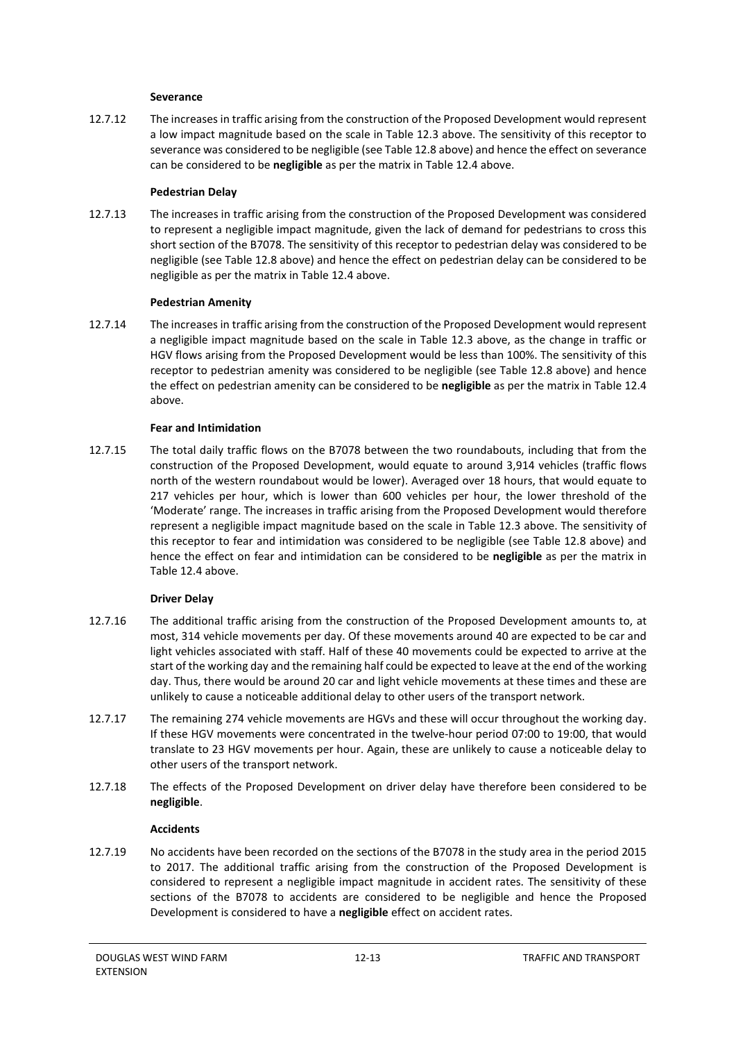**Severance**

12.7.12 The increases in traffic arising from the construction of the Proposed Development would represent a low impact magnitude based on the scale in Table 12.3 above. The sensitivity of this receptor to severance was considered to be negligible (see Table 12.8 above) and hence the effect on severance can be considered to be **negligible** as per the matrix in Table 12.4 above.

**Pedestrian Delay**

12.7.13 The increases in traffic arising from the construction of the Proposed Development was considered to represent a negligible impact magnitude, given the lack of demand for pedestrians to cross this short section of the B7078. The sensitivity of this receptor to pedestrian delay was considered to be negligible (see Table 12.8 above) and hence the effect on pedestrian delay can be considered to be negligible as per the matrix in Table 12.4 above.

**Pedestrian Amenity**

12.7.14 The increases in traffic arising from the construction of the Proposed Development would represent a negligible impact magnitude based on the scale in Table 12.3 above, as the change in traffic or HGV flows arising from the Proposed Development would be less than 100%. The sensitivity of this receptor to pedestrian amenity was considered to be negligible (see Table 12.8 above) and hence the effect on pedestrian amenity can be considered to be **negligible** as per the matrix in Table 12.4 above.

**Fear and Intimidation**

12.7.15 The total daily traffic flows on the B7078 between the two roundabouts, including that from the construction of the Proposed Development, would equate to around 3,914 vehicles (traffic flows north of the western roundabout would be lower). Averaged over 18 hours, that would equate to 217 vehicles per hour, which is lower than 600 vehicles per hour, the lower threshold of the 'Moderate' range. The increases in traffic arising from the Proposed Development would therefore represent a negligible impact magnitude based on the scale in Table 12.3 above. The sensitivity of this receptor to fear and intimidation was considered to be negligible (see Table 12.8 above) and hence the effect on fear and intimidation can be considered to be **negligible** as per the matrix in Table 12.4 above.

**Driver Delay**

12.7.16 The additional traffic arising from the construction of the Proposed Development amounts to, at most, 314 vehicle movements per day. Of these movements around 40 are expected to be car and light vehicles associated with staff. Half of these 40 movements could be expected to arrive at the start of the working day and the remaining half could be expected to leave at the end of the working day. Thus, there would be around 20 car and light vehicle movements at these times and these are unlikely to cause a noticeable additional delay to other users of the transport network.

12.7.17 The remaining 274 vehicle movements are HGVs and these will occur throughout the working day. If these HGV movements were concentrated in the twelve-hour period 07:00 to 19:00, that would translate to 23 HGV movements per hour. Again, these are unlikely to cause a noticeable delay to other users of the transport network.

12.7.18 The effects of the Proposed Development on driver delay have therefore been considered to be **negligible**.

**Accidents**

12.7.19 No accidents have been recorded on the sections of the B7078 in the study area in the period 2015 to 2017. The additional traffic arising from the construction of the Proposed Development is considered to represent a negligible impact magnitude in accident rates. The sensitivity of these sections of the B7078 to accidents are considered to be negligible and hence the Proposed Development is considered to have a **negligible** effect on accident rates.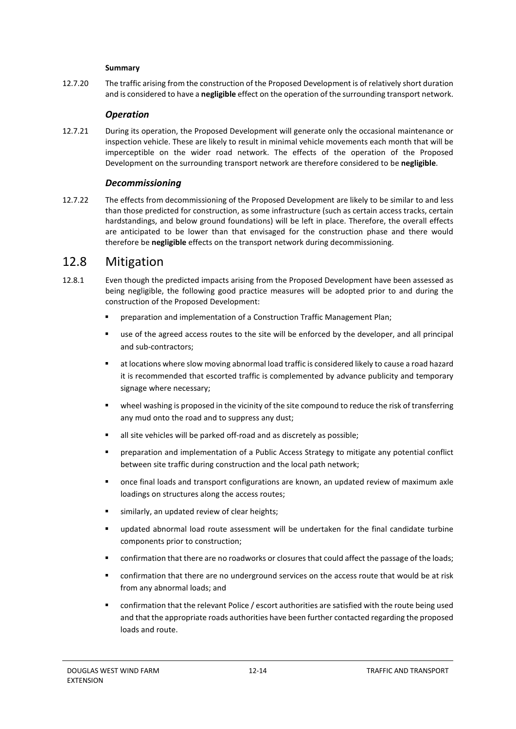**Summary**

12.7.20 The traffic arising from the construction of the Proposed Development is of relatively short duration and is considered to have a **negligible** effect on the operation of the surrounding transport network.

### *Operation*

12.7.21 During its operation, the Proposed Development will generate only the occasional maintenance or inspection vehicle. These are likely to result in minimal vehicle movements each month that will be imperceptible on the wider road network. The effects of the operation of the Proposed Development on the surrounding transport network are therefore considered to be **negligible**.

### *Decommissioning*

12.7.22 The effects from decommissioning of the Proposed Development are likely to be similar to and less than those predicted for construction, as some infrastructure (such as certain access tracks, certain hardstandings, and below ground foundations) will be left in place. Therefore, the overall effects are anticipated to be lower than that envisaged for the construction phase and there would therefore be **negligible** effects on the transport network during decommissioning.

## 12.8 Mitigation

12.8.1 Even though the predicted impacts arising from the Proposed Development have been assessed as being negligible, the following good practice measures will be adopted prior to and during the construction of the Proposed Development:

- preparation and implementation of a Construction Traffic Management Plan;
- use of the agreed access routes to the site will be enforced by the developer, and all principal and sub-contractors;
- at locations where slow moving abnormal load traffic is considered likely to cause a road hazard it is recommended that escorted traffic is complemented by advance publicity and temporary signage where necessary;
- wheel washing is proposed in the vicinity of the site compound to reduce the risk of transferring any mud onto the road and to suppress any dust;
- all site vehicles will be parked off-road and as discretely as possible;
- preparation and implementation of a Public Access Strategy to mitigate any potential conflict between site traffic during construction and the local path network;
- once final loads and transport configurations are known, an updated review of maximum axle loadings on structures along the access routes;
- similarly, an updated review of clear heights;
- updated abnormal load route assessment will be undertaken for the final candidate turbine components prior to construction;
- confirmation that there are no roadworks or closures that could affect the passage of the loads;
- confirmation that there are no underground services on the access route that would be at risk from any abnormal loads; and
- confirmation that the relevant Police / escort authorities are satisfied with the route being used and that the appropriate roads authorities have been further contacted regarding the proposed loads and route.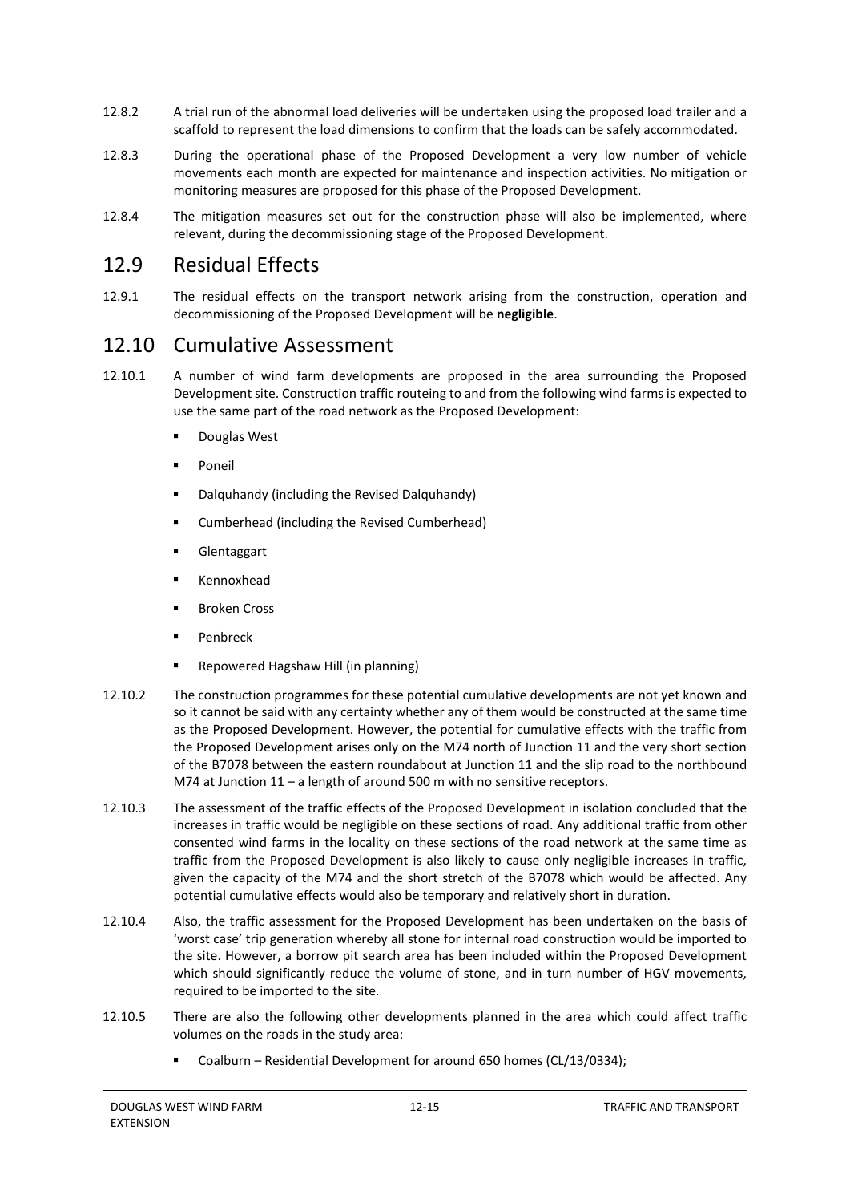12.8.2 A trial run of the abnormal load deliveries will be undertaken using the proposed load trailer and a scaffold to represent the load dimensions to confirm that the loads can be safely accommodated.

12.8.3 During the operational phase of the Proposed Development a very low number of vehicle movements each month are expected for maintenance and inspection activities. No mitigation or monitoring measures are proposed for this phase of the Proposed Development.

12.8.4 The mitigation measures set out for the construction phase will also be implemented, where relevant, during the decommissioning stage of the Proposed Development.

## 12.9 Residual Effects

12.9.1 The residual effects on the transport network arising from the construction, operation and decommissioning of the Proposed Development will be **negligible**.

## 12.10 Cumulative Assessment

12.10.1 A number of wind farm developments are proposed in the area surrounding the Proposed Development site. Construction traffic routeing to and from the following wind farms is expected to use the same part of the road network as the Proposed Development:

- Douglas West
- Poneil
- Dalquhandy (including the Revised Dalquhandy)
- Cumberhead (including the Revised Cumberhead)
- Glentaggart
- Kennoxhead
- Broken Cross
- Penbreck
- Repowered Hagshaw Hill (in planning)

12.10.2 The construction programmes for these potential cumulative developments are not yet known and so it cannot be said with any certainty whether any of them would be constructed at the same time as the Proposed Development. However, the potential for cumulative effects with the traffic from the Proposed Development arises only on the M74 north of Junction 11 and the very short section of the B7078 between the eastern roundabout at Junction 11 and the slip road to the northbound M74 at Junction 11 – a length of around 500 m with no sensitive receptors.

12.10.3 The assessment of the traffic effects of the Proposed Development in isolation concluded that the increases in traffic would be negligible on these sections of road. Any additional traffic from other consented wind farms in the locality on these sections of the road network at the same time as traffic from the Proposed Development is also likely to cause only negligible increases in traffic, given the capacity of the M74 and the short stretch of the B7078 which would be affected. Any potential cumulative effects would also be temporary and relatively short in duration.

12.10.4 Also, the traffic assessment for the Proposed Development has been undertaken on the basis of 'worst case' trip generation whereby all stone for internal road construction would be imported to the site. However, a borrow pit search area has been included within the Proposed Development which should significantly reduce the volume of stone, and in turn number of HGV movements, required to be imported to the site.

12.10.5 There are also the following other developments planned in the area which could affect traffic volumes on the roads in the study area:

- Coalburn – Residential Development for around 650 homes (CL/13/0334);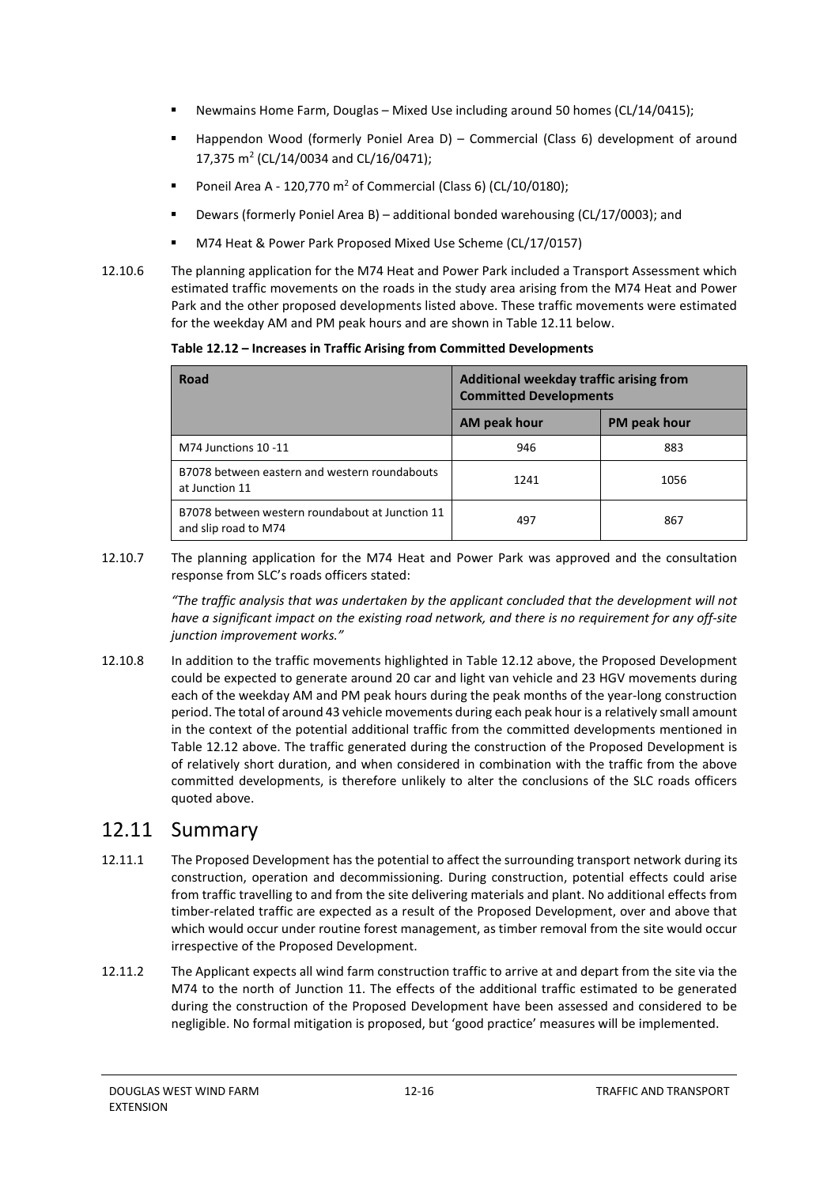- Newmains Home Farm, Douglas – Mixed Use including around 50 homes (CL/14/0415);
- Happendon Wood (formerly Poniel Area D) – Commercial (Class 6) development of around 17,375 m$^2$ (CL/14/0034 and CL/16/0471);
- Poneil Area A - 120,770 m$^2$ of Commercial (Class 6) (CL/10/0180);
- Dewars (formerly Poniel Area B) – additional bonded warehousing (CL/17/0003); and
- M74 Heat & Power Park Proposed Mixed Use Scheme (CL/17/0157)

12.10.6 The planning application for the M74 Heat and Power Park included a Transport Assessment which estimated traffic movements on the roads in the study area arising from the M74 Heat and Power Park and the other proposed developments listed above. These traffic movements were estimated for the weekday AM and PM peak hours and are shown in Table 12.11 below.

**Table 12.12 – Increases in Traffic Arising from Committed Developments**

| Road | Additional weekday traffic arising from Committed Developments | |
|---|---|---|
| | AM peak hour | PM peak hour |
| M74 Junctions 10 -11 | 946 | 883 |
| B7078 between eastern and western roundabouts at Junction 11 | 1241 | 1056 |
| B7078 between western roundabout at Junction 11 and slip road to M74 | 497 | 867 |

12.10.7 The planning application for the M74 Heat and Power Park was approved and the consultation response from SLC's roads officers stated:

*"The traffic analysis that was undertaken by the applicant concluded that the development will not have a significant impact on the existing road network, and there is no requirement for any off-site junction improvement works."*

12.10.8 In addition to the traffic movements highlighted in Table 12.12 above, the Proposed Development could be expected to generate around 20 car and light van vehicle and 23 HGV movements during each of the weekday AM and PM peak hours during the peak months of the year-long construction period. The total of around 43 vehicle movements during each peak hour is a relatively small amount in the context of the potential additional traffic from the committed developments mentioned in Table 12.12 above. The traffic generated during the construction of the Proposed Development is of relatively short duration, and when considered in combination with the traffic from the above committed developments, is therefore unlikely to alter the conclusions of the SLC roads officers quoted above.

## 12.11 Summary

12.11.1 The Proposed Development has the potential to affect the surrounding transport network during its construction, operation and decommissioning. During construction, potential effects could arise from traffic travelling to and from the site delivering materials and plant. No additional effects from timber-related traffic are expected as a result of the Proposed Development, over and above that which would occur under routine forest management, as timber removal from the site would occur irrespective of the Proposed Development.

12.11.2 The Applicant expects all wind farm construction traffic to arrive at and depart from the site via the M74 to the north of Junction 11. The effects of the additional traffic estimated to be generated during the construction of the Proposed Development have been assessed and considered to be negligible. No formal mitigation is proposed, but 'good practice' measures will be implemented.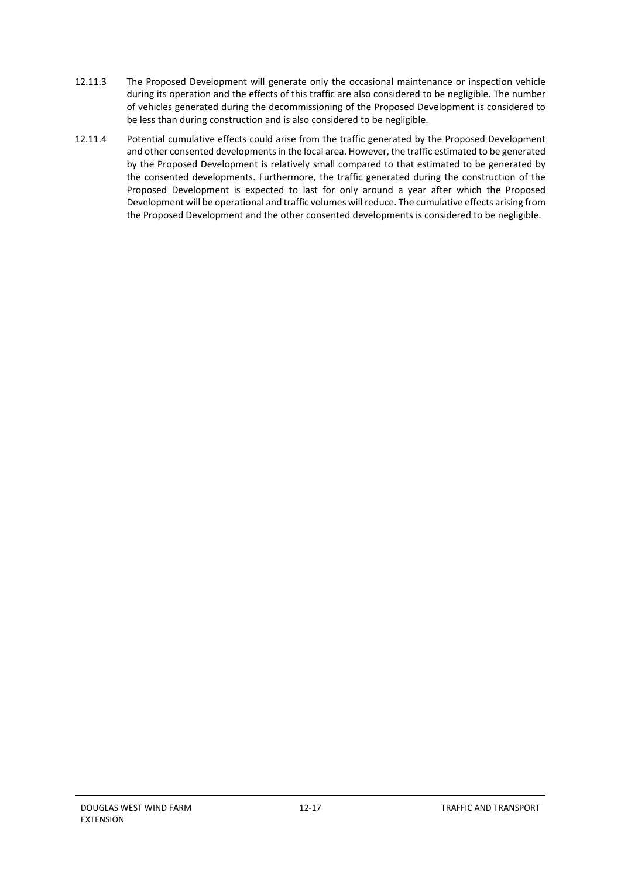12.11.3 The Proposed Development will generate only the occasional maintenance or inspection vehicle during its operation and the effects of this traffic are also considered to be negligible. The number of vehicles generated during the decommissioning of the Proposed Development is considered to be less than during construction and is also considered to be negligible.

12.11.4 Potential cumulative effects could arise from the traffic generated by the Proposed Development and other consented developments in the local area. However, the traffic estimated to be generated by the Proposed Development is relatively small compared to that estimated to be generated by the consented developments. Furthermore, the traffic generated during the construction of the Proposed Development is expected to last for only around a year after which the Proposed Development will be operational and traffic volumes will reduce. The cumulative effects arising from the Proposed Development and the other consented developments is considered to be negligible.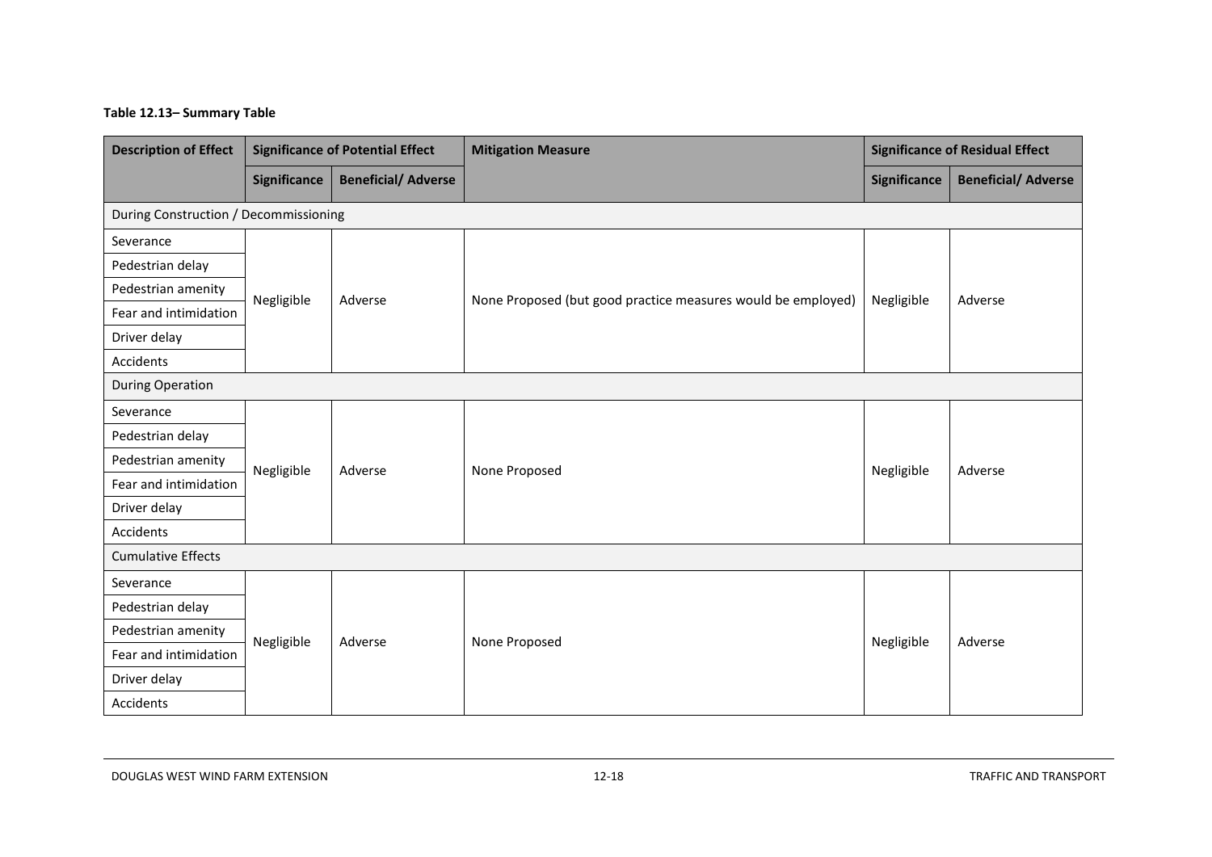**Table 12.13– Summary Table**

| Description of Effect | Significance of Potential Effect | | Mitigation Measure | Significance of Residual Effect | |
|---|---|---|---|---|---|
| | Significance | Beneficial/ Adverse | | Significance | Beneficial/ Adverse |
| During Construction / Decommissioning | | | | | |
| Severance | Negligible | Adverse | None Proposed (but good practice measures would be employed) | Negligible | Adverse |
| Pedestrian delay | | | | | |
| Pedestrian amenity | | | | | |
| Fear and intimidation | | | | | |
| Driver delay | | | | | |
| Accidents | | | | | |
| During Operation | | | | | |
| Severance | Negligible | Adverse | None Proposed | Negligible | Adverse |
| Pedestrian delay | | | | | |
| Pedestrian amenity | | | | | |
| Fear and intimidation | | | | | |
| Driver delay | | | | | |
| Accidents | | | | | |
| Cumulative Effects | | | | | |
| Severance | Negligible | Adverse | None Proposed | Negligible | Adverse |
| Pedestrian delay | | | | | |
| Pedestrian amenity | | | | | |
| Fear and intimidation | | | | | |
| Driver delay | | | | | |
| Accidents | | | | | |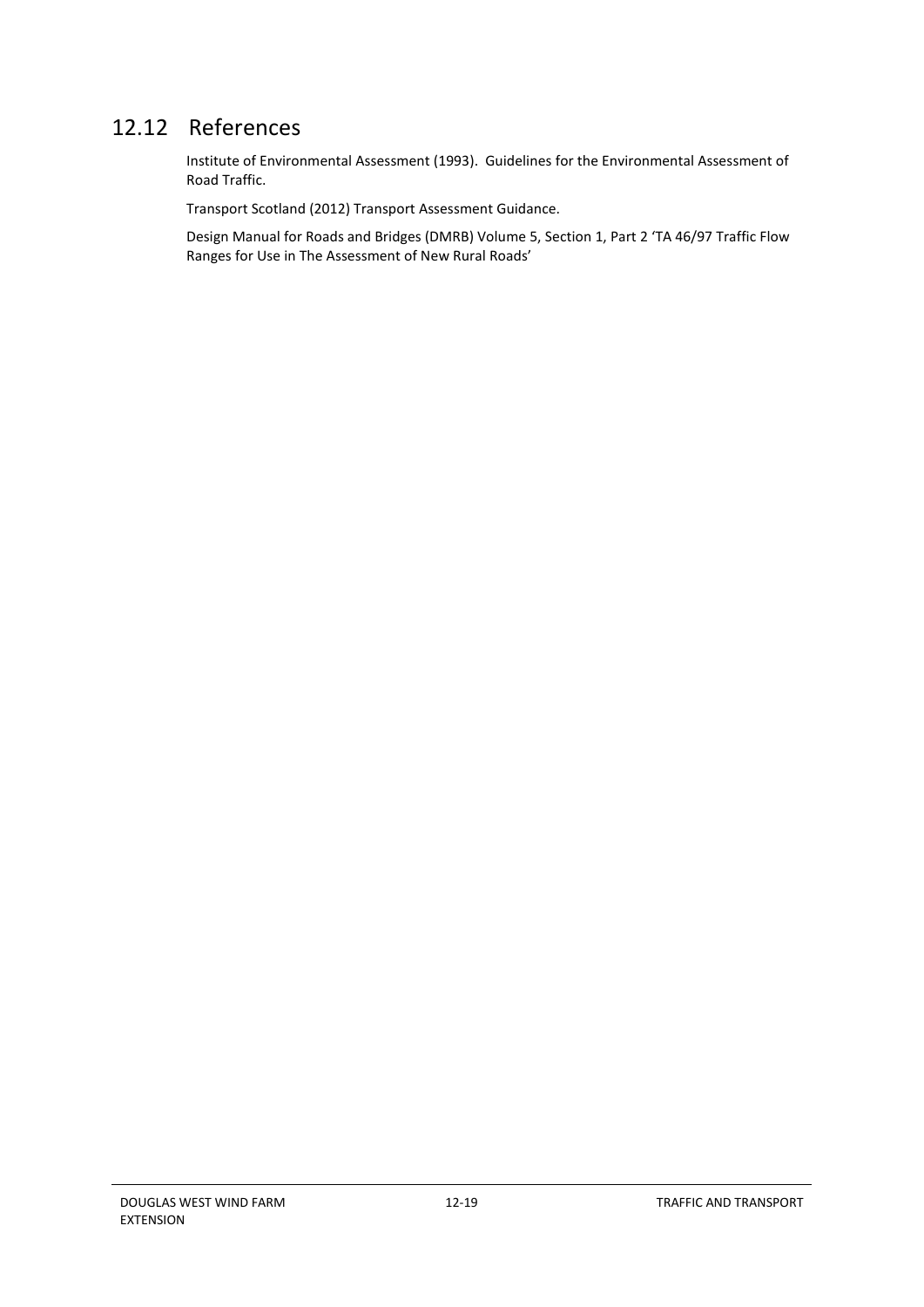## 12.12 References

Institute of Environmental Assessment (1993). Guidelines for the Environmental Assessment of Road Traffic.

Transport Scotland (2012) Transport Assessment Guidance.

Design Manual for Roads and Bridges (DMRB) Volume 5, Section 1, Part 2 'TA 46/97 Traffic Flow Ranges for Use in The Assessment of New Rural Roads'